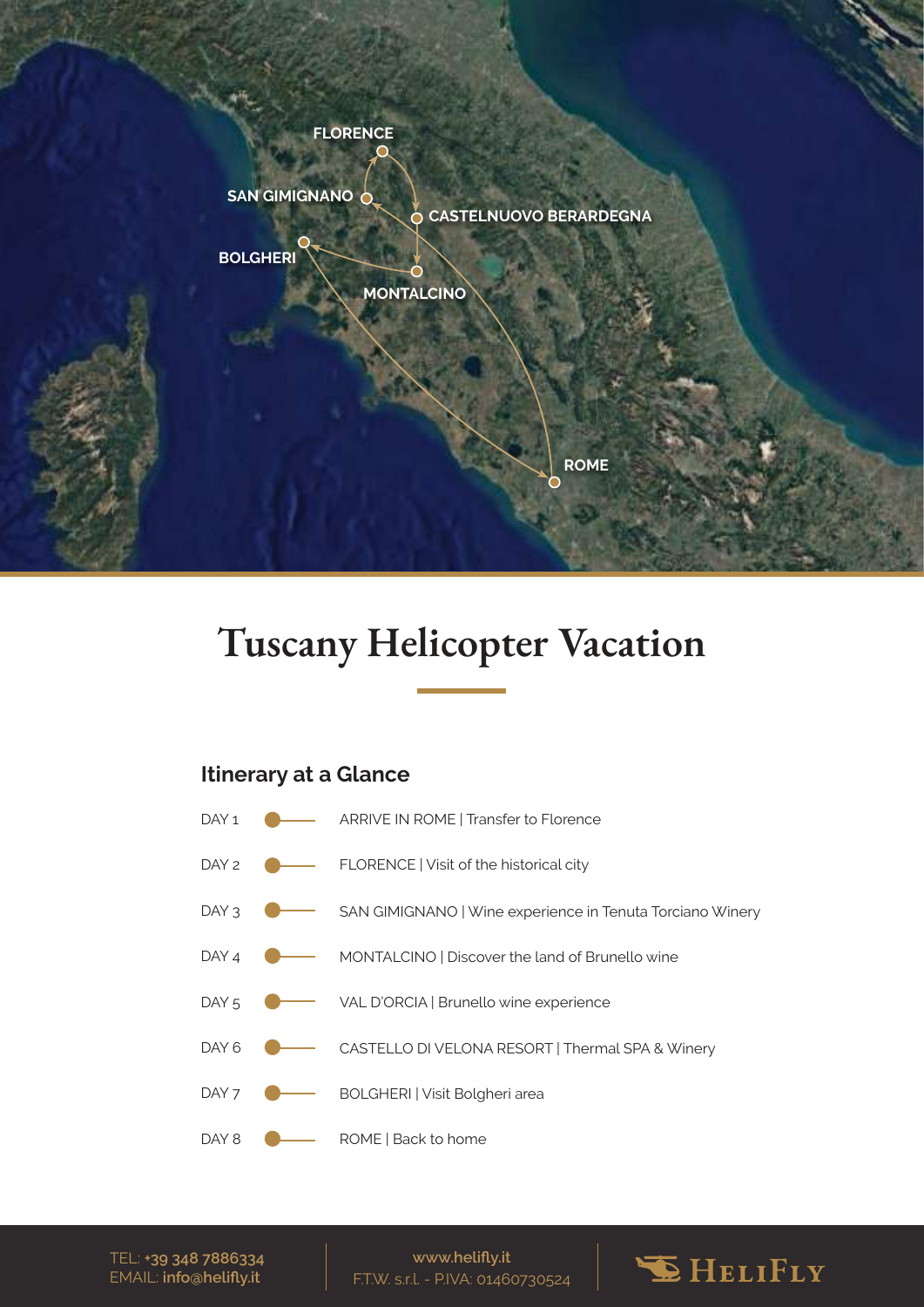FLORENCE

SAN GIMIGNANO

CASTELNUOVO BERARDEGNA

BOLGHERI

MONTALCINO

ROME

# Tuscany Helicopter Vacation

## Itinerary at a Glance

- DAY 1 — ARRIVE IN ROME | Transfer to Florence
- DAY 2 — FLORENCE | Visit of the historical city
- DAY 3 — SAN GIMIGNANO | Wine experience in Tenuta Torciano Winery
- DAY 4 — MONTALCINO | Discover the land of Brunello wine
- DAY 5 — VAL D'ORCIA | Brunello wine experience
- DAY 6 — CASTELLO DI VELONA RESORT | Thermal SPA & Winery
- DAY 7 — BOLGHERI | Visit Bolgheri area
- DAY 8 — ROME | Back to home

TEL: **+39 348 7886334**
EMAIL: **info@helifly.it**

**www.helifly.it**
F.T.W. s.r.l. - P.IVA: 01460730524

HELIFLY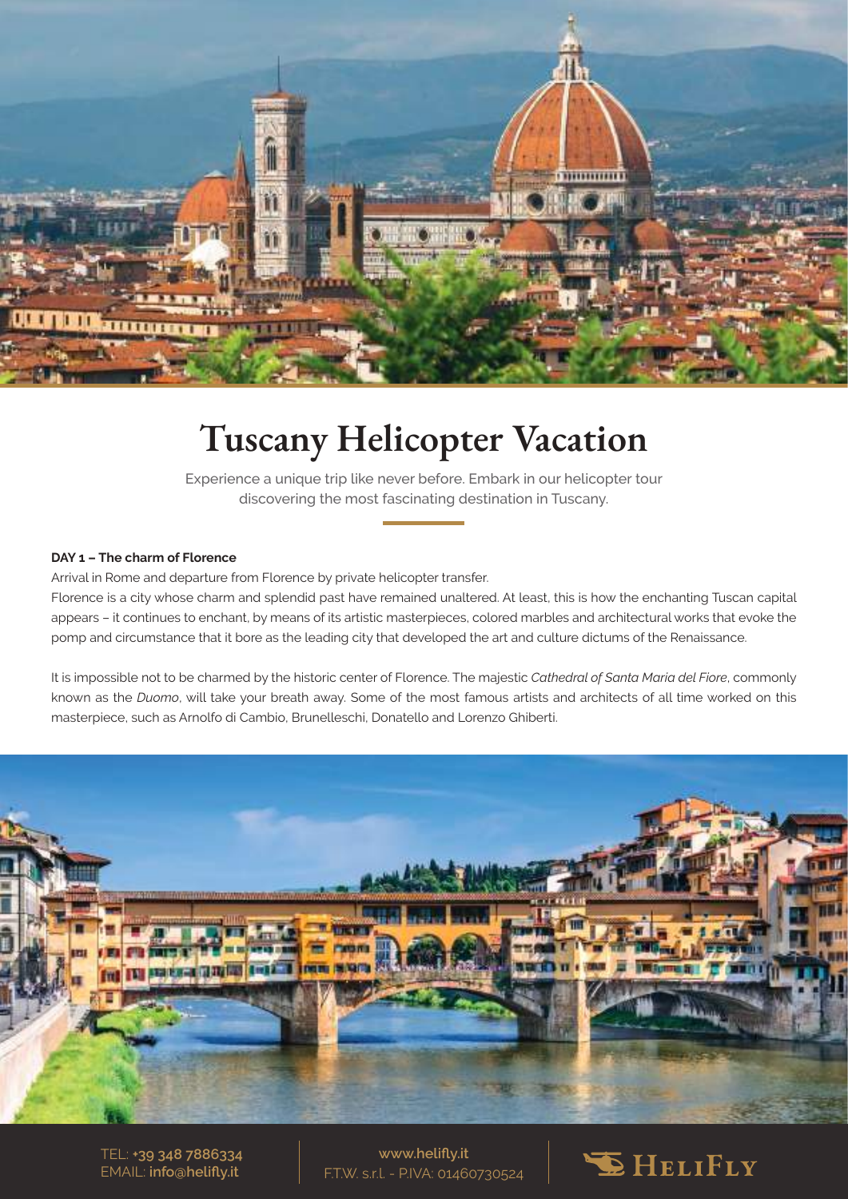# Tuscany Helicopter Vacation

Experience a unique trip like never before. Embark in our helicopter tour discovering the most fascinating destination in Tuscany.

**DAY 1 – The charm of Florence**

Arrival in Rome and departure from Florence by private helicopter transfer.

Florence is a city whose charm and splendid past have remained unaltered. At least, this is how the enchanting Tuscan capital appears – it continues to enchant, by means of its artistic masterpieces, colored marbles and architectural works that evoke the pomp and circumstance that it bore as the leading city that developed the art and culture dictums of the Renaissance.

It is impossible not to be charmed by the historic center of Florence. The majestic *Cathedral of Santa Maria del Fiore*, commonly known as the *Duomo*, will take your breath away. Some of the most famous artists and architects of all time worked on this masterpiece, such as Arnolfo di Cambio, Brunelleschi, Donatello and Lorenzo Ghiberti.

TEL: **+39 348 7886334**
EMAIL: **info@helifly.it**

**www.helifly.it**
F.T.W. s.r.l. - P.IVA: 01460730524

HELIFLY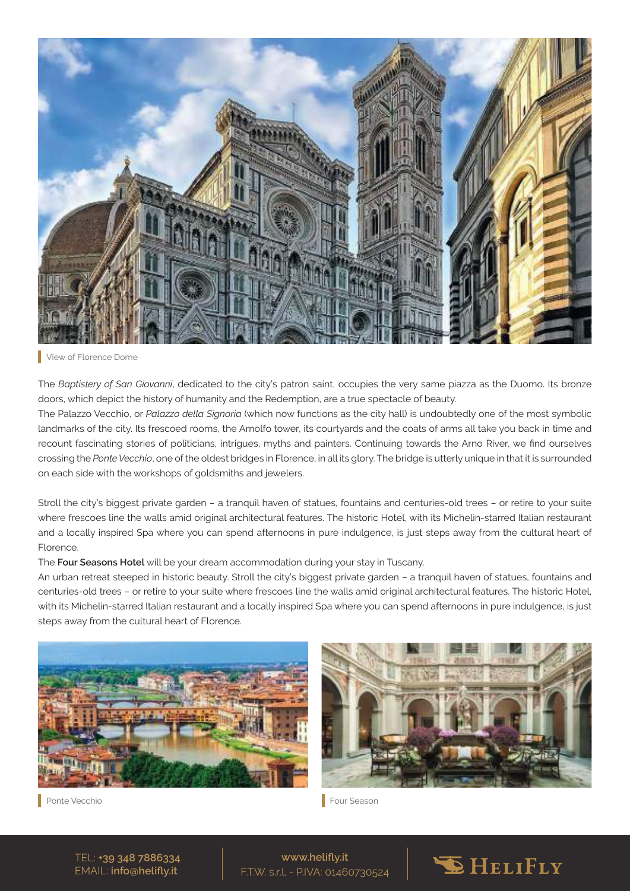View of Florence Dome

The *Baptistery of San Giovanni*, dedicated to the city's patron saint, occupies the very same piazza as the Duomo. Its bronze doors, which depict the history of humanity and the Redemption, are a true spectacle of beauty.

The Palazzo Vecchio, or *Palazzo della Signoria* (which now functions as the city hall) is undoubtedly one of the most symbolic landmarks of the city. Its frescoed rooms, the Arnolfo tower, its courtyards and the coats of arms all take you back in time and recount fascinating stories of politicians, intrigues, myths and painters. Continuing towards the Arno River, we find ourselves crossing the *Ponte Vecchio*, one of the oldest bridges in Florence, in all its glory. The bridge is utterly unique in that it is surrounded on each side with the workshops of goldsmiths and jewelers.

Stroll the city's biggest private garden – a tranquil haven of statues, fountains and centuries-old trees – or retire to your suite where frescoes line the walls amid original architectural features. The historic Hotel, with its Michelin-starred Italian restaurant and a locally inspired Spa where you can spend afternoons in pure indulgence, is just steps away from the cultural heart of Florence.

The **Four Seasons Hotel** will be your dream accommodation during your stay in Tuscany.

An urban retreat steeped in historic beauty. Stroll the city's biggest private garden – a tranquil haven of statues, fountains and centuries-old trees – or retire to your suite where frescoes line the walls amid original architectural features. The historic Hotel, with its Michelin-starred Italian restaurant and a locally inspired Spa where you can spend afternoons in pure indulgence, is just steps away from the cultural heart of Florence.

Ponte Vecchio

Four Season

TEL: **+39 348 7886334**
EMAIL: **info@helifly.it**

**www.helifly.it**
F.T.W. s.r.l. - P.IVA: 01460730524

HELIFLY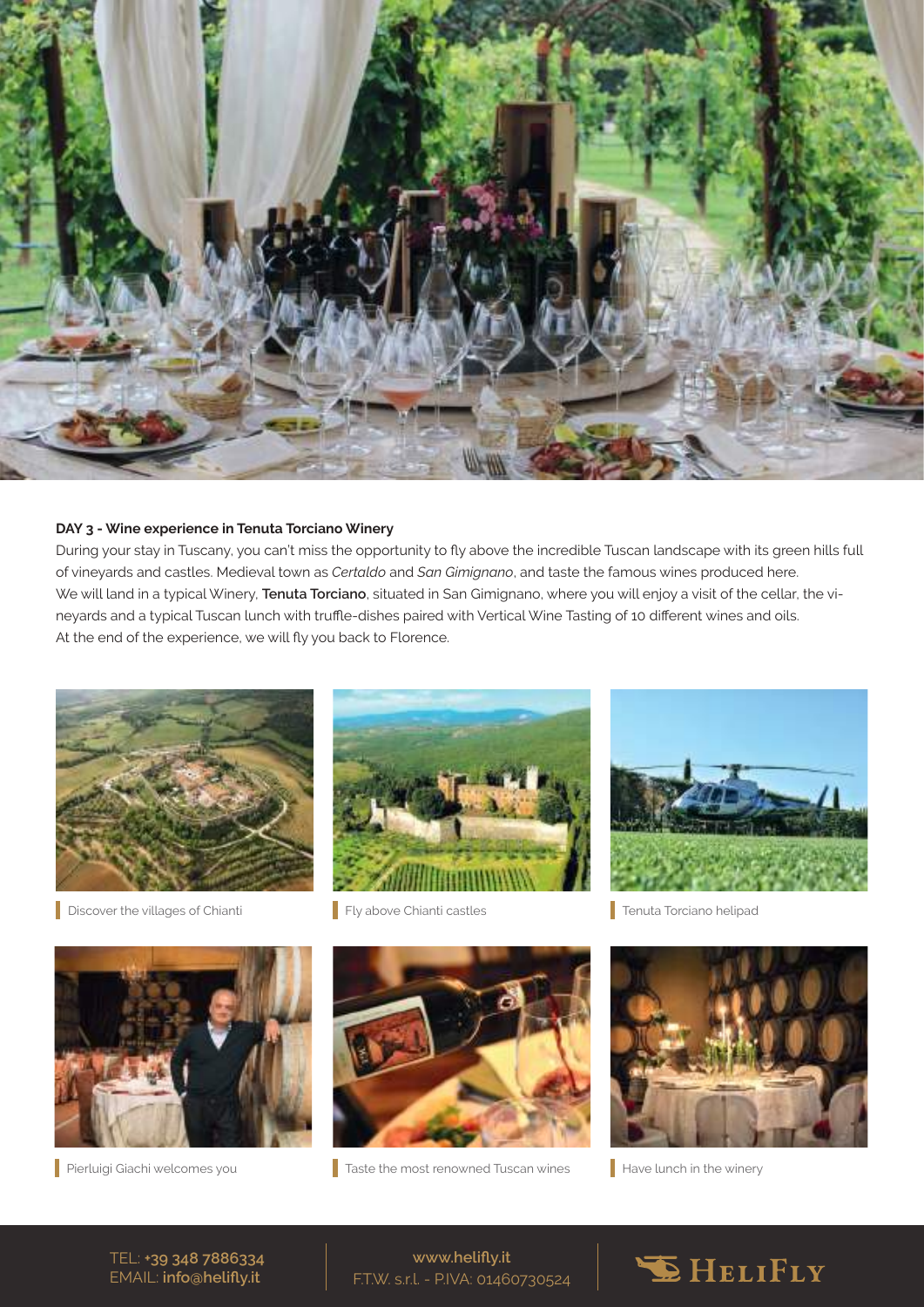**DAY 3 - Wine experience in Tenuta Torciano Winery**

During your stay in Tuscany, you can't miss the opportunity to fly above the incredible Tuscan landscape with its green hills full of vineyards and castles. Medieval town as *Certaldo* and *San Gimignano*, and taste the famous wines produced here. We will land in a typical Winery, **Tenuta Torciano**, situated in San Gimignano, where you will enjoy a visit of the cellar, the vineyards and a typical Tuscan lunch with truffle-dishes paired with Vertical Wine Tasting of 10 different wines and oils. At the end of the experience, we will fly you back to Florence.

Discover the villages of Chianti

Fly above Chianti castles

Tenuta Torciano helipad

Pierluigi Giachi welcomes you

Taste the most renowned Tuscan wines

Have lunch in the winery

TEL: **+39 348 7886334**
EMAIL: **info@helifly.it**

**www.helifly.it**
F.T.W. s.r.l. - P.IVA: 01460730524

HELIFLY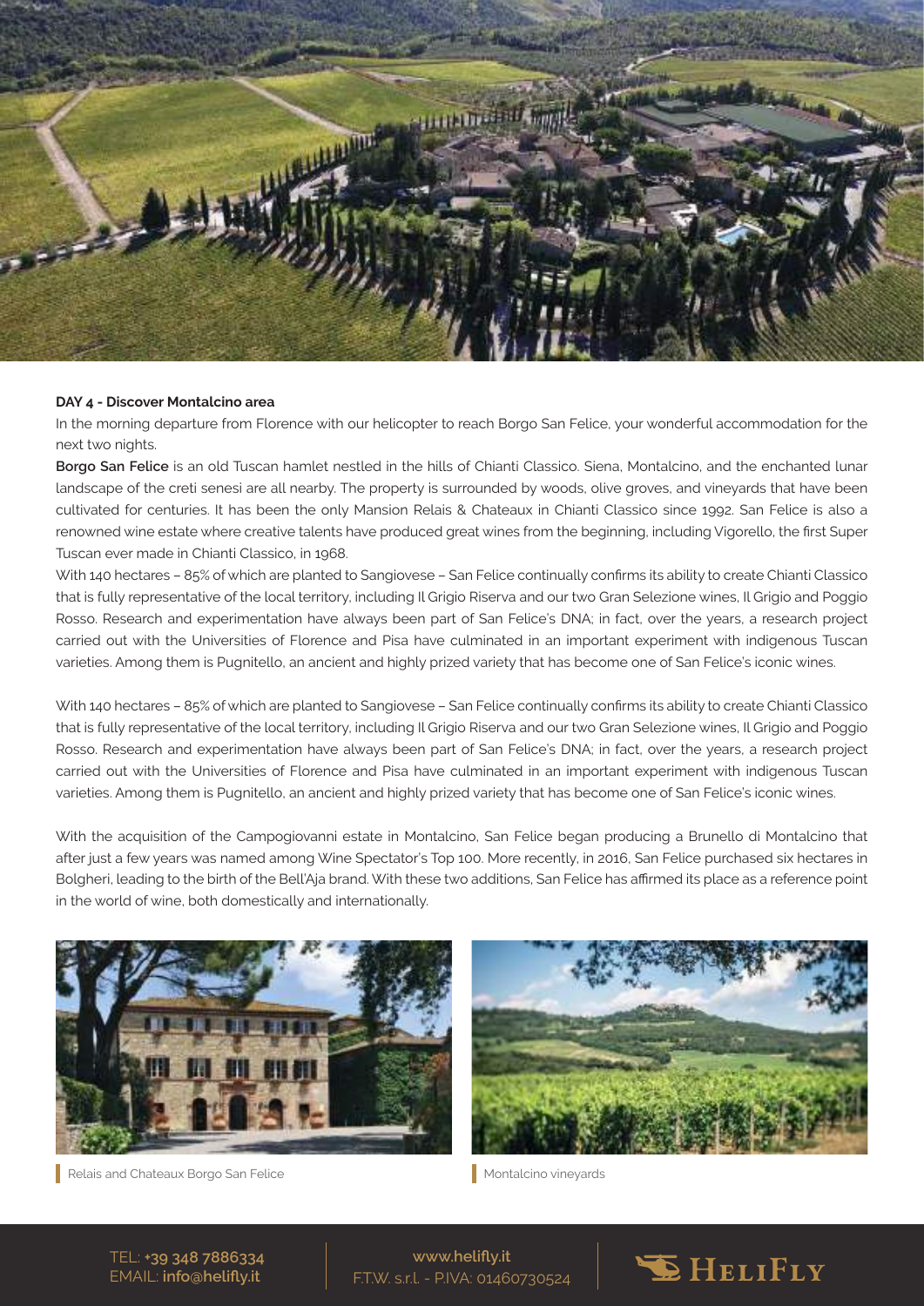**DAY 4 - Discover Montalcino area**

In the morning departure from Florence with our helicopter to reach Borgo San Felice, your wonderful accommodation for the next two nights.

**Borgo San Felice** is an old Tuscan hamlet nestled in the hills of Chianti Classico. Siena, Montalcino, and the enchanted lunar landscape of the creti senesi are all nearby. The property is surrounded by woods, olive groves, and vineyards that have been cultivated for centuries. It has been the only Mansion Relais & Chateaux in Chianti Classico since 1992. San Felice is also a renowned wine estate where creative talents have produced great wines from the beginning, including Vigorello, the first Super Tuscan ever made in Chianti Classico, in 1968.

With 140 hectares – 85% of which are planted to Sangiovese – San Felice continually confirms its ability to create Chianti Classico that is fully representative of the local territory, including Il Grigio Riserva and our two Gran Selezione wines, Il Grigio and Poggio Rosso. Research and experimentation have always been part of San Felice's DNA; in fact, over the years, a research project carried out with the Universities of Florence and Pisa have culminated in an important experiment with indigenous Tuscan varieties. Among them is Pugnitello, an ancient and highly prized variety that has become one of San Felice's iconic wines.

With 140 hectares – 85% of which are planted to Sangiovese – San Felice continually confirms its ability to create Chianti Classico that is fully representative of the local territory, including Il Grigio Riserva and our two Gran Selezione wines, Il Grigio and Poggio Rosso. Research and experimentation have always been part of San Felice's DNA; in fact, over the years, a research project carried out with the Universities of Florence and Pisa have culminated in an important experiment with indigenous Tuscan varieties. Among them is Pugnitello, an ancient and highly prized variety that has become one of San Felice's iconic wines.

With the acquisition of the Campogiovanni estate in Montalcino, San Felice began producing a Brunello di Montalcino that after just a few years was named among Wine Spectator's Top 100. More recently, in 2016, San Felice purchased six hectares in Bolgheri, leading to the birth of the Bell'Aja brand. With these two additions, San Felice has affirmed its place as a reference point in the world of wine, both domestically and internationally.

Relais and Chateaux Borgo San Felice

Montalcino vineyards

TEL: +39 348 7886334
EMAIL: info@helifly.it

www.helifly.it
F.T.W. s.r.l. - P.IVA: 01460730524

HELIFLY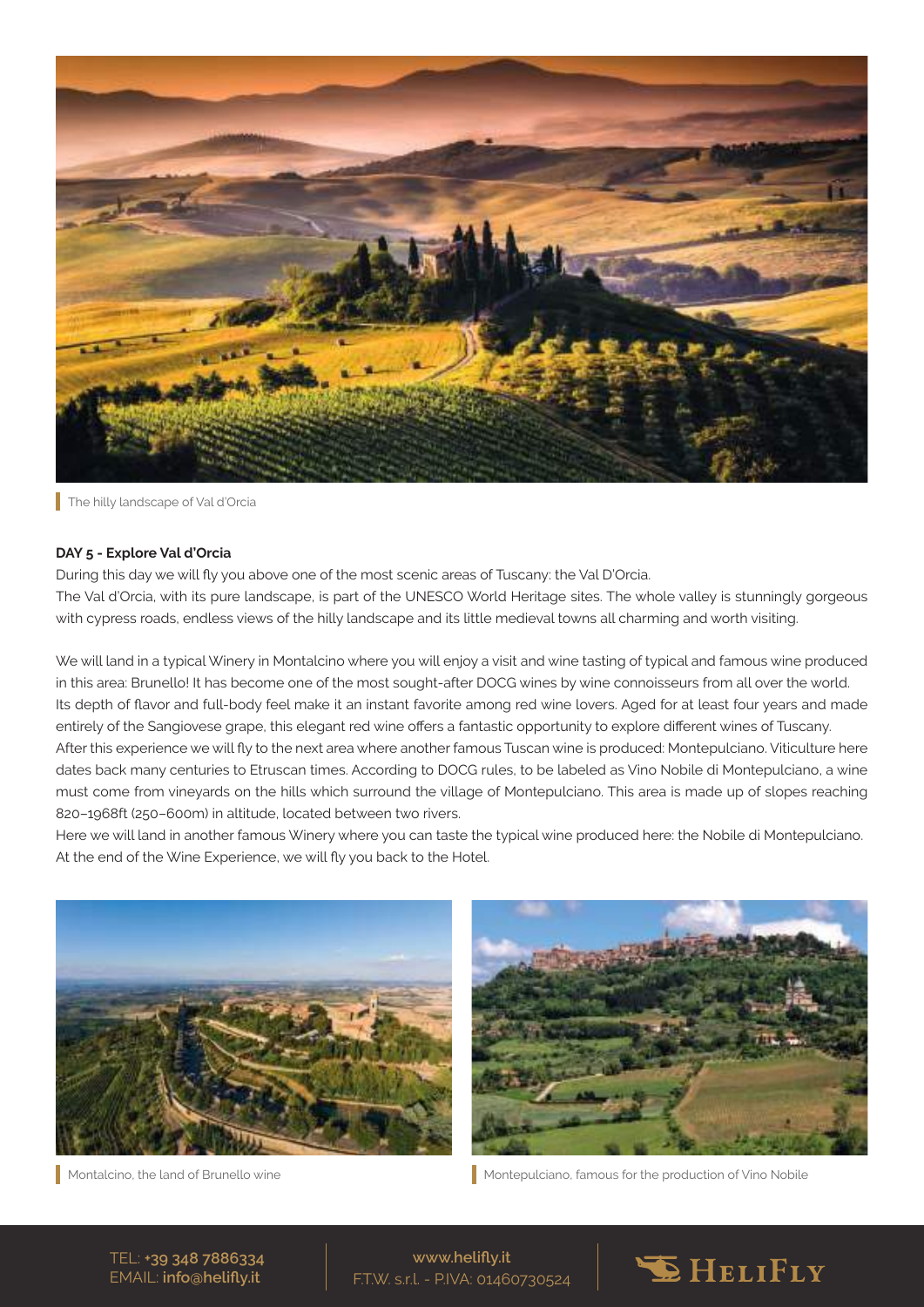The hilly landscape of Val d'Orcia

**DAY 5 - Explore Val d'Orcia**

During this day we will fly you above one of the most scenic areas of Tuscany: the Val D'Orcia.
The Val d'Orcia, with its pure landscape, is part of the UNESCO World Heritage sites. The whole valley is stunningly gorgeous with cypress roads, endless views of the hilly landscape and its little medieval towns all charming and worth visiting.

We will land in a typical Winery in Montalcino where you will enjoy a visit and wine tasting of typical and famous wine produced in this area: Brunello! It has become one of the most sought-after DOCG wines by wine connoisseurs from all over the world.
Its depth of flavor and full-body feel make it an instant favorite among red wine lovers. Aged for at least four years and made entirely of the Sangiovese grape, this elegant red wine offers a fantastic opportunity to explore different wines of Tuscany.
After this experience we will fly to the next area where another famous Tuscan wine is produced: Montepulciano. Viticulture here dates back many centuries to Etruscan times. According to DOCG rules, to be labeled as Vino Nobile di Montepulciano, a wine must come from vineyards on the hills which surround the village of Montepulciano. This area is made up of slopes reaching 820–1968ft (250–600m) in altitude, located between two rivers.
Here we will land in another famous Winery where you can taste the typical wine produced here: the Nobile di Montepulciano.
At the end of the Wine Experience, we will fly you back to the Hotel.

Montalcino, the land of Brunello wine

Montepulciano, famous for the production of Vino Nobile

TEL: **+39 348 7886334**
EMAIL: **info@helifly.it**

**www.helifly.it**
F.T.W. s.r.l. - P.IVA: 01460730524

HELIFLY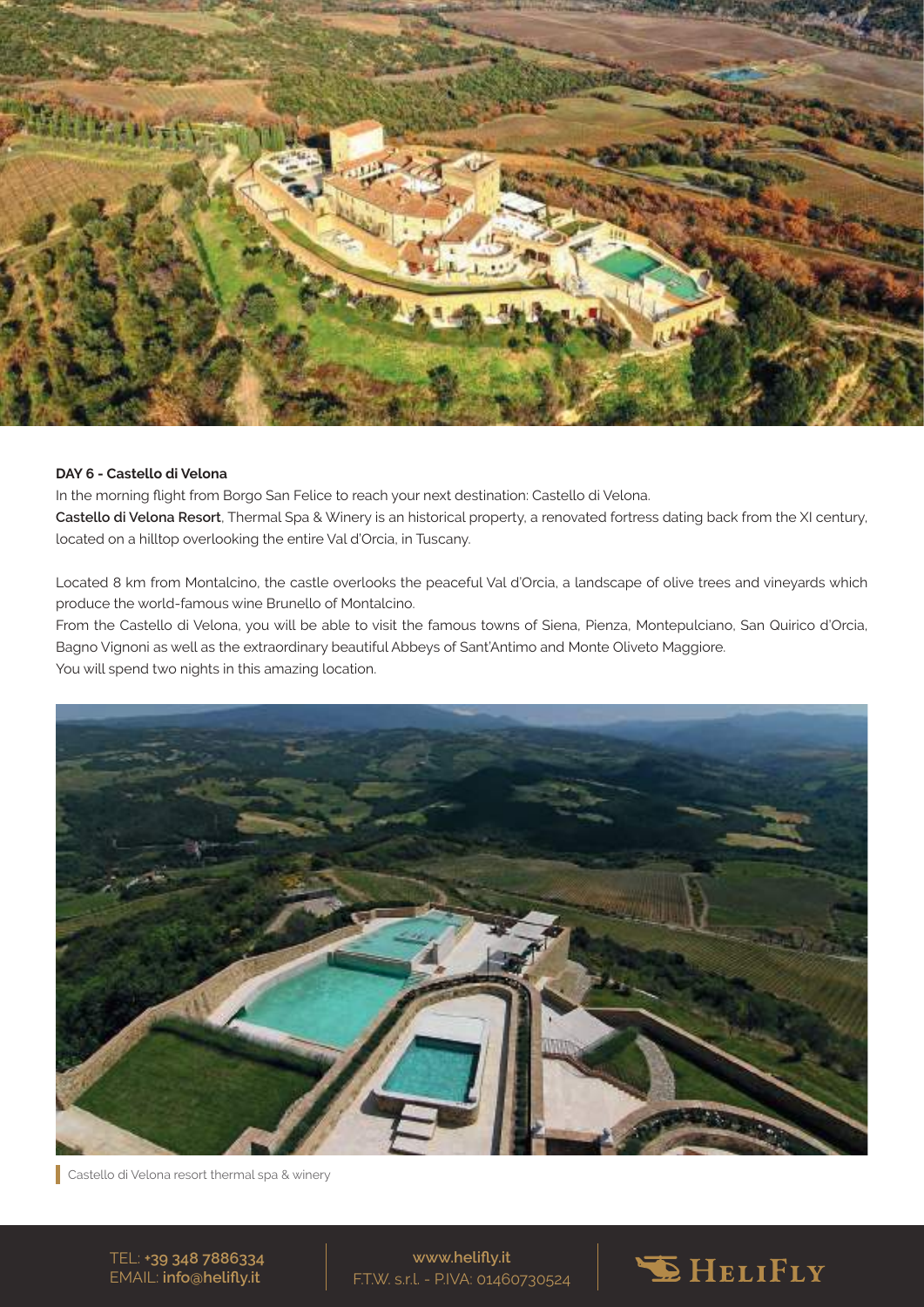**DAY 6 - Castello di Velona**

In the morning flight from Borgo San Felice to reach your next destination: Castello di Velona.

**Castello di Velona Resort**, Thermal Spa & Winery is an historical property, a renovated fortress dating back from the XI century, located on a hilltop overlooking the entire Val d'Orcia, in Tuscany.

Located 8 km from Montalcino, the castle overlooks the peaceful Val d'Orcia, a landscape of olive trees and vineyards which produce the world-famous wine Brunello of Montalcino.

From the Castello di Velona, you will be able to visit the famous towns of Siena, Pienza, Montepulciano, San Quirico d'Orcia, Bagno Vignoni as well as the extraordinary beautiful Abbeys of Sant'Antimo and Monte Oliveto Maggiore.

You will spend two nights in this amazing location.

Castello di Velona resort thermal spa & winery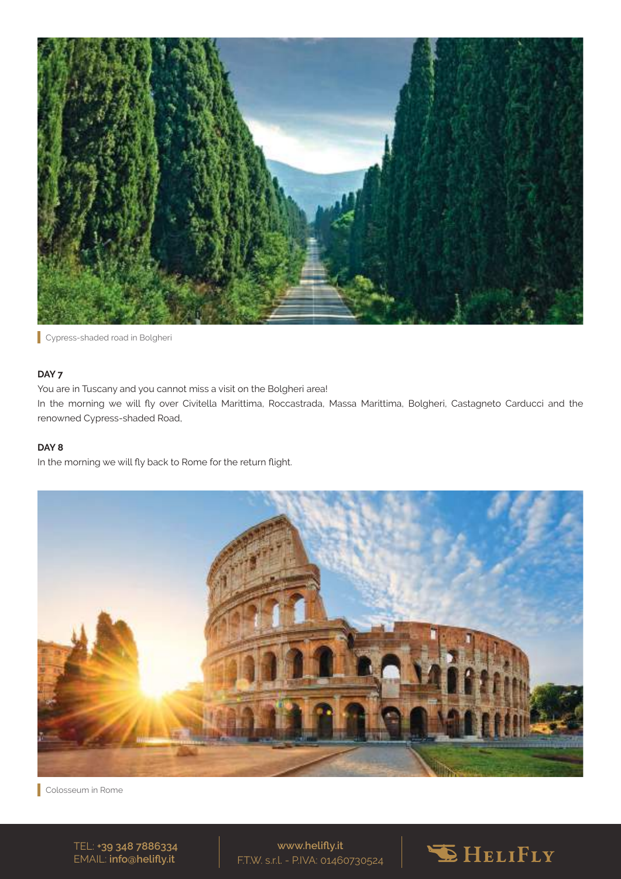Cypress-shaded road in Bolgheri

**DAY 7**

You are in Tuscany and you cannot miss a visit on the Bolgheri area!

In the morning we will fly over Civitella Marittima, Roccastrada, Massa Marittima, Bolgheri, Castagneto Carducci and the renowned Cypress-shaded Road,

**DAY 8**

In the morning we will fly back to Rome for the return flight.

Colosseum in Rome

TEL: **+39 348 7886334**
EMAIL: **info@helifly.it**

**www.helifly.it**
F.T.W. s.r.l. - P.IVA: 01460730524

HELIFLY